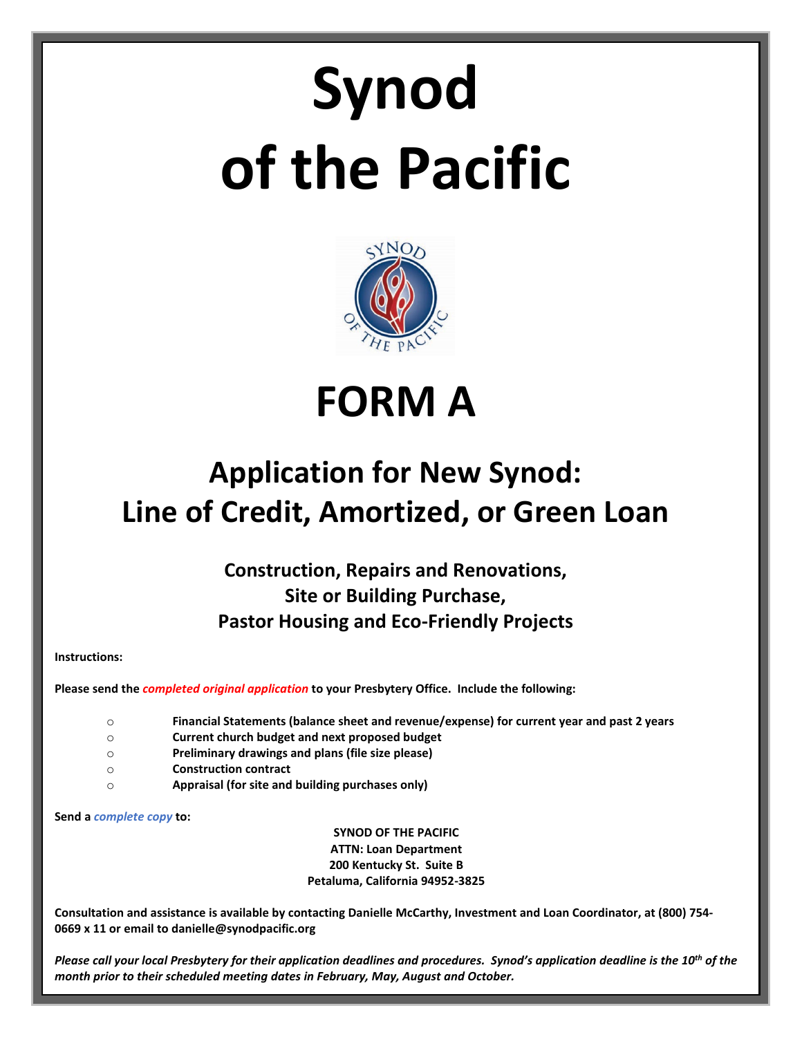# Synod of the Pacific

# FORM A

## Application for New Synod: Line of Credit, Amortized, or Green Loan

### Construction, Repairs and Renovations, Site or Building Purchase, Pastor Housing and Eco-Friendly Projects

**Instructions:**

**Please send the *completed original application* to your Presbytery Office. Include the following:**

- **Financial Statements (balance sheet and revenue/expense) for current year and past 2 years**
- **Current church budget and next proposed budget**
- **Preliminary drawings and plans (file size please)**
- **Construction contract**
- **Appraisal (for site and building purchases only)**

**Send a *complete copy* to:**

**SYNOD OF THE PACIFIC**
**ATTN: Loan Department**
**200 Kentucky St. Suite B**
**Petaluma, California 94952-3825**

**Consultation and assistance is available by contacting Danielle McCarthy, Investment and Loan Coordinator, at (800) 754-0669 x 11 or email to danielle@synodpacific.org**

***Please call your local Presbytery for their application deadlines and procedures. Synod's application deadline is the 10th of the month prior to their scheduled meeting dates in February, May, August and October.***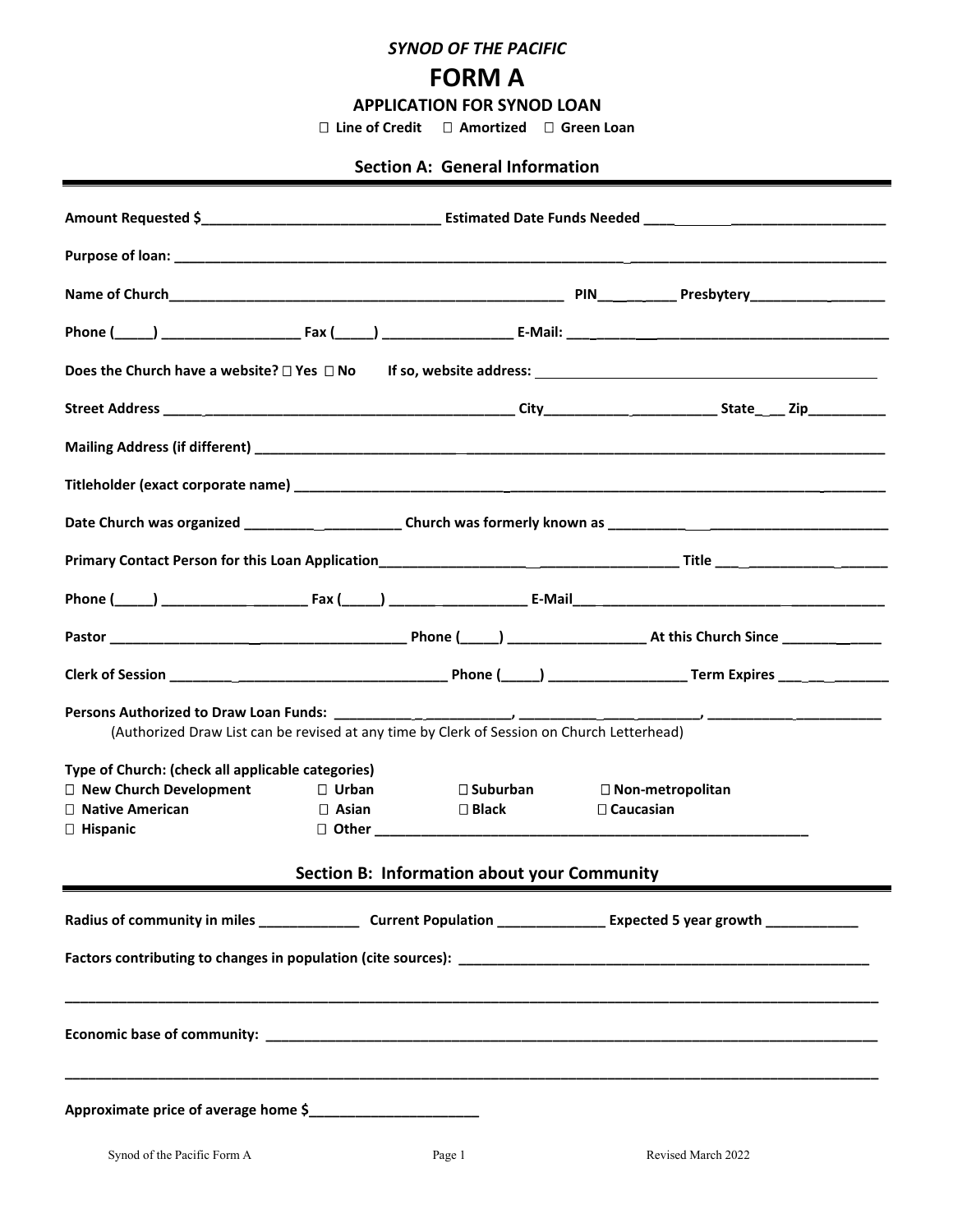*SYNOD OF THE PACIFIC*

# FORM A

## APPLICATION FOR SYNOD LOAN

☐ **Line of Credit** ☐ **Amortized** ☐ **Green Loan**

### Section A: General Information

**Amount Requested $**_______________________________ **Estimated Date Funds Needed** ________________________________

**Purpose of loan:** ____________________________________________________________________________________________

**Name of Church**____________________________________________________ **PIN**__________ **Presbytery**__________________

**Phone (**_____**)** __________________ **Fax (**_____**)** _________________ **E-Mail:** ________________________________________

**Does the Church have a website?** ☐ **Yes** ☐ **No** **If so, website address:** ____________________________________________

**Street Address** ______________________________________________ **City**_______________________ **State**___ **Zip**__________

**Mailing Address (if different)** _________________________________________________________________________________

**Titleholder (exact corporate name)** ______________________________________________________________________________

**Date Church was organized** _____________________ **Church was formerly known as** __________________________________

**Primary Contact Person for this Loan Application**______________________________________ **Title** ______________________

**Phone (**_____**)** ___________________ **Fax (**_____**)** __________________ **E-Mail**_____________________________________

**Pastor** ______________________________________ **Phone (**_____**)** __________________ **At this Church Since** ____________

**Clerk of Session** ____________________________________ **Phone (**_____**)** __________________ **Term Expires** ____________

**Persons Authorized to Draw Loan Funds:** _______________________, ______________________, _______________________

(Authorized Draw List can be revised at any time by Clerk of Session on Church Letterhead)

**Type of Church: (check all applicable categories)**

☐ **New Church Development** ☐ **Urban** ☐ **Suburban** ☐ **Non-metropolitan**

☐ **Native American** ☐ **Asian** ☐ **Black** ☐ **Caucasian**

☐ **Hispanic** ☐ **Other** ____________________________________________________________

### Section B: Information about your Community

**Radius of community in miles** _____________ **Current Population** ______________ **Expected 5 year growth** ____________

**Factors contributing to changes in population (cite sources):** ______________________________________________________

____________________________________________________________________________________________________________

**Economic base of community:** ________________________________________________________________________________

____________________________________________________________________________________________________________

**Approximate price of average home $**______________________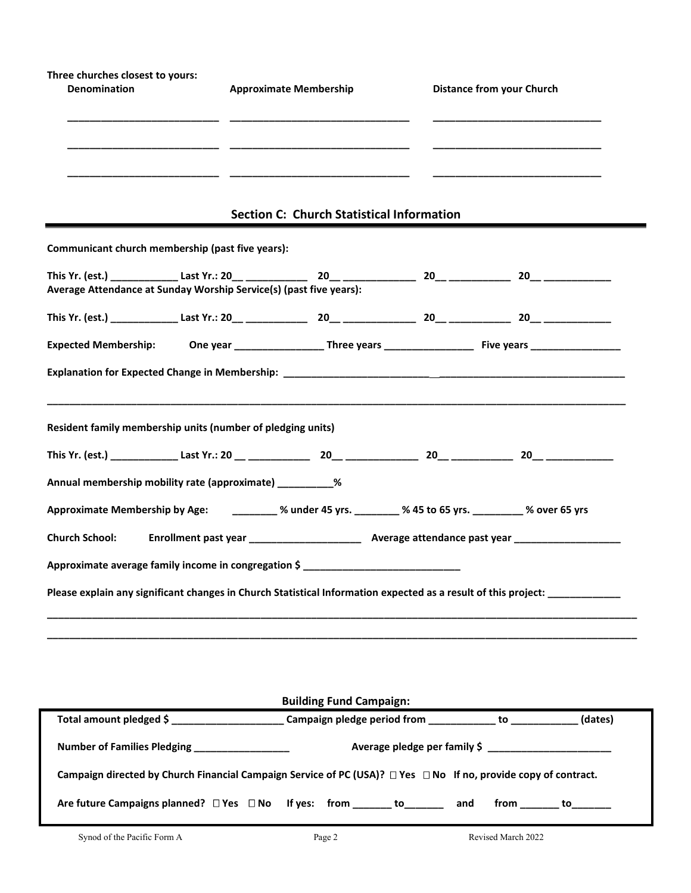**Three churches closest to yours:**

| Denomination | Approximate Membership | Distance from your Church |
|---|---|---|
| ___________________________ | ________________________________ | ______________________________ |
| ___________________________ | ________________________________ | ______________________________ |
| ___________________________ | ________________________________ | ______________________________ |

## Section C: Church Statistical Information

**Communicant church membership (past five years):**

**This Yr. (est.) ____________ Last Yr.: 20__ ___________ 20__ _____________ 20__ ___________ 20__ ____________**

**Average Attendance at Sunday Worship Service(s) (past five years):**

**This Yr. (est.) ____________ Last Yr.: 20__ ___________ 20__ _____________ 20__ ___________ 20__ ____________**

**Expected Membership: One year ________________ Three years ________________ Five years ________________**

**Explanation for Expected Change in Membership: ___________________________ __________________________________**

_______________________________________________________________________________________________

**Resident family membership units (number of pledging units)**

**This Yr. (est.) ____________ Last Yr.: 20 __ ___________ 20__ _____________ 20__ ___________ 20__ ____________**

**Annual membership mobility rate (approximate) __________%**

**Approximate Membership by Age: ________ % under 45 yrs. ________ % 45 to 65 yrs. _________ % over 65 yrs**

**Church School: Enrollment past year ____________________ Average attendance past year ___________________**

**Approximate average family income in congregation $ ____________________________**

**Please explain any significant changes in Church Statistical Information expected as a result of this project: _____________**

_______________________________________________________________________________________________

_______________________________________________________________________________________________

**Building Fund Campaign:**

**Total amount pledged $ ____________________ Campaign pledge period from ____________ to ____________ (dates)**

**Number of Families Pledging _________________ Average pledge per family $ ______________________**

**Campaign directed by Church Financial Campaign Service of PC (USA)? ☐ Yes ☐ No If no, provide copy of contract.**

**Are future Campaigns planned? ☐ Yes ☐ No If yes: from _______ to_______ and from _______ to_______**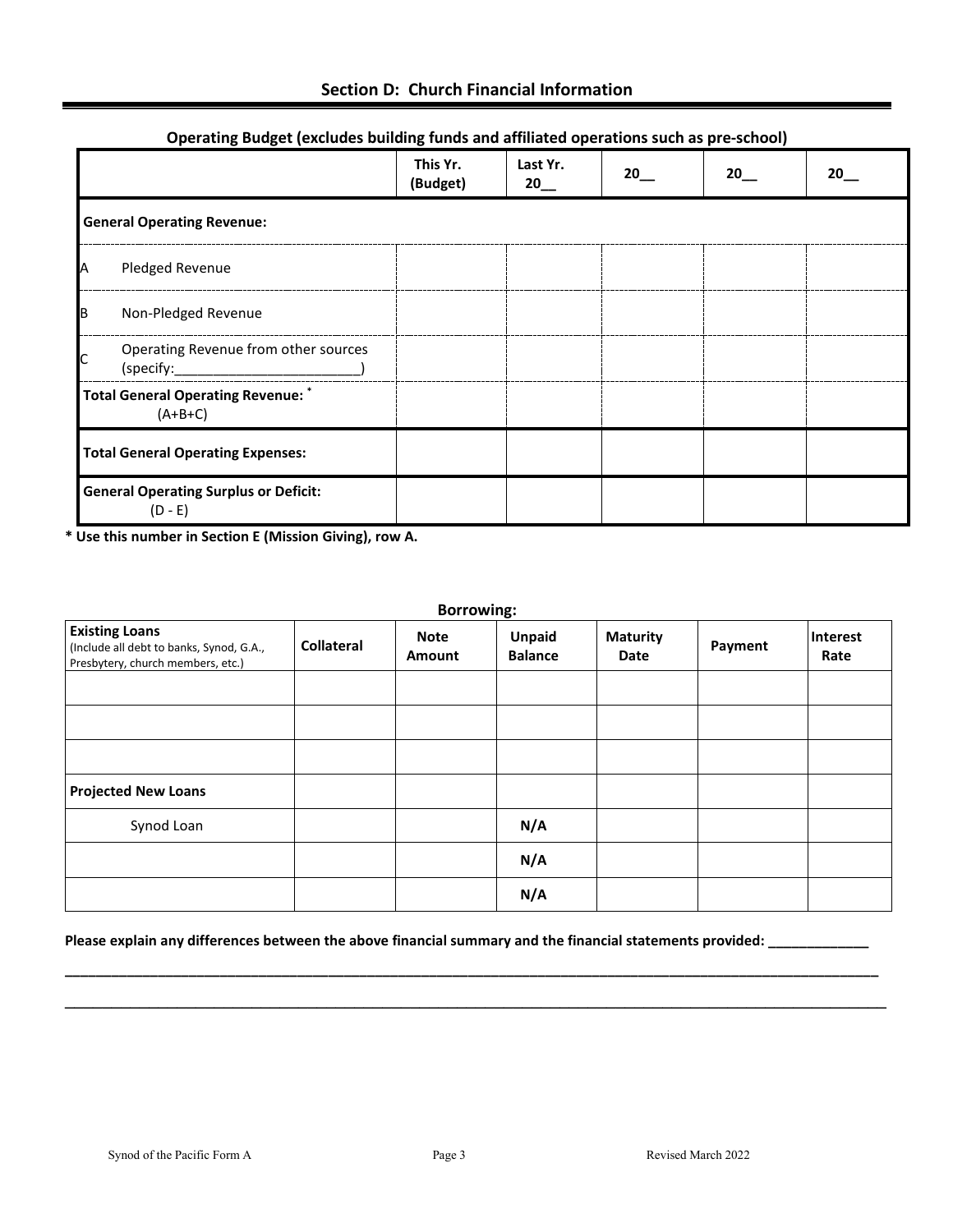## Section D: Church Financial Information

**Operating Budget (excludes building funds and affiliated operations such as pre-school)**

| | This Yr. (Budget) | Last Yr. 20__ | 20__ | 20__ | 20__ |
|---|---|---|---|---|---|
| **General Operating Revenue:** | | | | | |
| A Pledged Revenue | | | | | |
| B Non-Pledged Revenue | | | | | |
| C Operating Revenue from other sources (specify:________________________) | | | | | |
| **Total General Operating Revenue:** * (A+B+C) | | | | | |
| **Total General Operating Expenses:** | | | | | |
| **General Operating Surplus or Deficit:** (D - E) | | | | | |

**\* Use this number in Section E (Mission Giving), row A.**

**Borrowing:**

| **Existing Loans** (Include all debt to banks, Synod, G.A., Presbytery, church members, etc.) | Collateral | Note Amount | Unpaid Balance | Maturity Date | Payment | Interest Rate |
|---|---|---|---|---|---|---|
| | | | | | | |
| | | | | | | |
| | | | | | | |
| **Projected New Loans** | | | | | | |
| Synod Loan | | | N/A | | | |
| | | | N/A | | | |
| | | | N/A | | | |

**Please explain any differences between the above financial summary and the financial statements provided:** _____________

______________________________________________________________________________________________

______________________________________________________________________________________________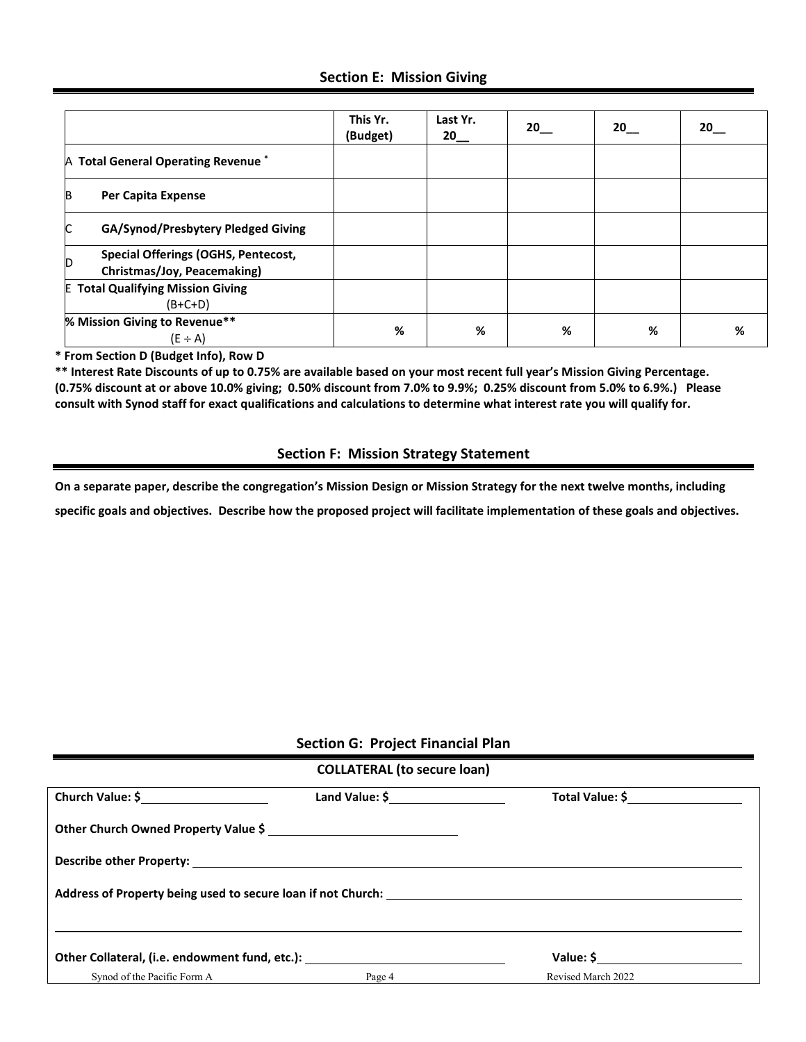## Section E: Mission Giving

| | This Yr. (Budget) | Last Yr. 20__ | 20__ | 20__ | 20__ |
|---|---|---|---|---|---|
| A **Total General Operating Revenue** * | | | | | |
| B **Per Capita Expense** | | | | | |
| C **GA/Synod/Presbytery Pledged Giving** | | | | | |
| D **Special Offerings (OGHS, Pentecost, Christmas/Joy, Peacemaking)** | | | | | |
| E **Total Qualifying Mission Giving** (B+C+D) | | | | | |
| **% Mission Giving to Revenue**** (E ÷ A) | % | % | % | % | % |

**\* From Section D (Budget Info), Row D**

**** Interest Rate Discounts of up to 0.75% are available based on your most recent full year's Mission Giving Percentage. (0.75% discount at or above 10.0% giving; 0.50% discount from 7.0% to 9.9%; 0.25% discount from 5.0% to 6.9%.) Please consult with Synod staff for exact qualifications and calculations to determine what interest rate you will qualify for.**

## Section F: Mission Strategy Statement

**On a separate paper, describe the congregation's Mission Design or Mission Strategy for the next twelve months, including specific goals and objectives. Describe how the proposed project will facilitate implementation of these goals and objectives.**

## Section G: Project Financial Plan

**COLLATERAL (to secure loan)**

**Church Value: $**\_\_\_\_\_\_\_\_\_\_\_\_\_\_\_\_ **Land Value: $**\_\_\_\_\_\_\_\_\_\_\_\_\_\_\_\_ **Total Value: $**\_\_\_\_\_\_\_\_\_\_\_\_\_\_\_\_

**Other Church Owned Property Value $**\_\_\_\_\_\_\_\_\_\_\_\_\_\_\_\_\_\_\_\_\_\_\_\_

**Describe other Property:** \_\_\_\_\_\_\_\_\_\_\_\_\_\_\_\_\_\_\_\_\_\_\_\_\_\_\_\_\_\_\_\_\_\_\_\_\_\_\_\_\_\_\_\_\_\_\_\_

**Address of Property being used to secure loan if not Church:** \_\_\_\_\_\_\_\_\_\_\_\_\_\_\_\_\_\_\_\_\_\_\_\_\_\_\_\_

\_\_\_\_\_\_\_\_\_\_\_\_\_\_\_\_\_\_\_\_\_\_\_\_\_\_\_\_\_\_\_\_\_\_\_\_\_\_\_\_\_\_\_\_\_\_\_\_\_\_\_\_\_\_\_\_\_\_\_\_\_\_\_\_\_\_\_\_\_\_

**Other Collateral, (i.e. endowment fund, etc.):** \_\_\_\_\_\_\_\_\_\_\_\_\_\_\_\_\_\_\_\_\_\_\_\_ **Value: $**\_\_\_\_\_\_\_\_\_\_\_\_\_\_\_\_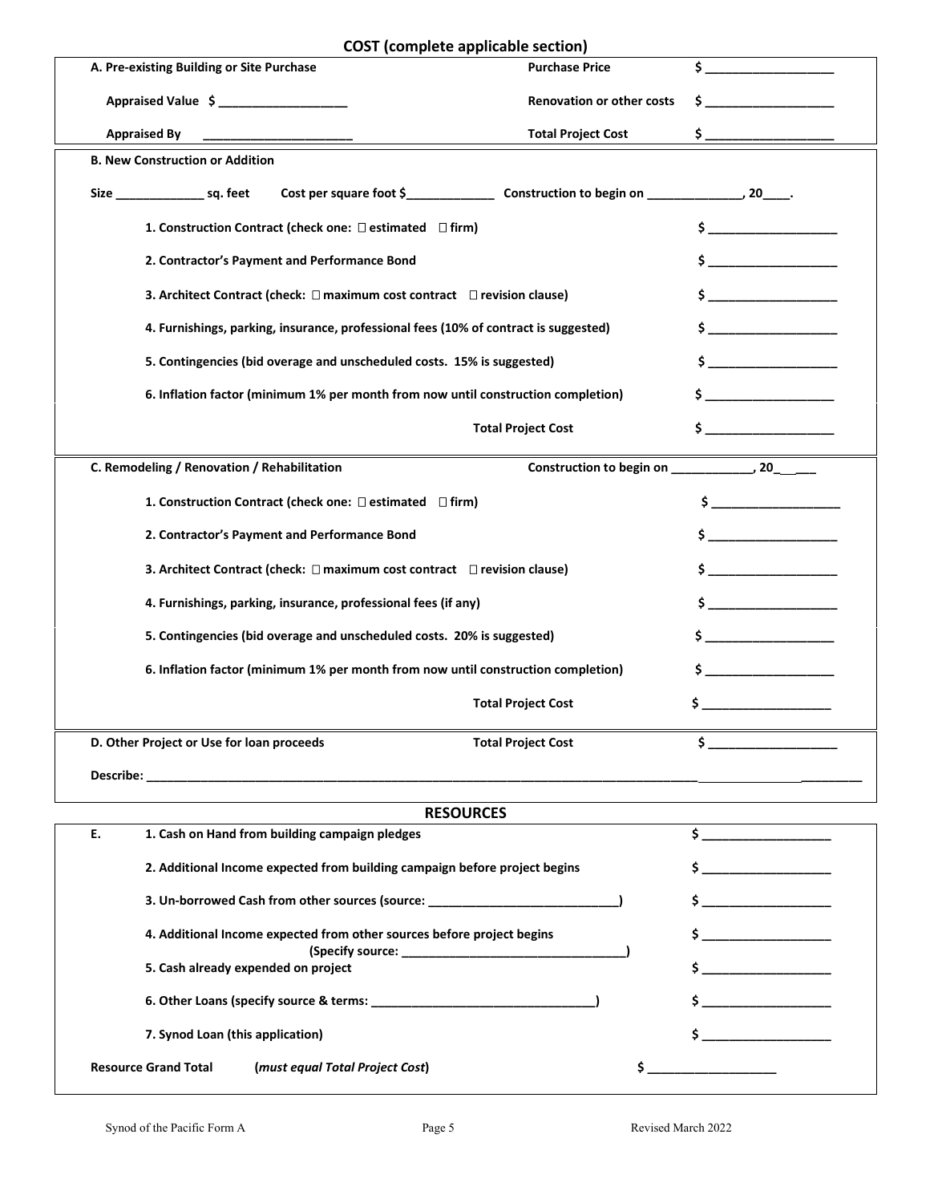## COST (complete applicable section)

| **A. Pre-existing Building or Site Purchase** | **Purchase Price** | $ ___________________ |
|---|---|---|
| **Appraised Value** $ ___________________ | **Renovation or other costs** | $ ___________________ |
| **Appraised By** ______________________ | **Total Project Cost** | $ ___________________ |

**B. New Construction or Addition**

**Size** ______________ **sq. feet** **Cost per square foot $**______________ **Construction to begin on** _______________, **20**____.

| | |
|---|---|
| **1. Construction Contract (check one: ☐ estimated ☐ firm)** | $ ___________________ |
| **2. Contractor's Payment and Performance Bond** | $ ___________________ |
| **3. Architect Contract (check: ☐ maximum cost contract ☐ revision clause)** | $ ___________________ |
| **4. Furnishings, parking, insurance, professional fees (10% of contract is suggested)** | $ ___________________ |
| **5. Contingencies (bid overage and unscheduled costs. 15% is suggested)** | $ ___________________ |
| **6. Inflation factor (minimum 1% per month from now until construction completion)** | $ ___________________ |
| **Total Project Cost** | $ ___________________ |

**C. Remodeling / Renovation / Rehabilitation** **Construction to begin on** _____________, **20**_____

| | |
|---|---|
| **1. Construction Contract (check one: ☐ estimated ☐ firm)** | $ ___________________ |
| **2. Contractor's Payment and Performance Bond** | $ ___________________ |
| **3. Architect Contract (check: ☐ maximum cost contract ☐ revision clause)** | $ ___________________ |
| **4. Furnishings, parking, insurance, professional fees (if any)** | $ ___________________ |
| **5. Contingencies (bid overage and unscheduled costs. 20% is suggested)** | $ ___________________ |
| **6. Inflation factor (minimum 1% per month from now until construction completion)** | $ ___________________ |
| **Total Project Cost** | $ ___________________ |

**D. Other Project or Use for loan proceeds** **Total Project Cost** $ ___________________

**Describe:** _________________________________________________________________________________________________

## RESOURCES

| **E.** | | |
|---|---|---|
| | **1. Cash on Hand from building campaign pledges** | $ ___________________ |
| | **2. Additional Income expected from building campaign before project begins** | $ ___________________ |
| | **3. Un-borrowed Cash from other sources (source: ____________________________)** | $ ___________________ |
| | **4. Additional Income expected from other sources before project begins (Specify source: _________________________________)** | $ ___________________ |
| | **5. Cash already expended on project** | $ ___________________ |
| | **6. Other Loans (specify source & terms: _________________________________)** | $ ___________________ |
| | **7. Synod Loan (this application)** | $ ___________________ |
| **Resource Grand Total** | (*must equal Total Project Cost*) | $ ___________________ |

Synod of the Pacific Form A Revised March 2022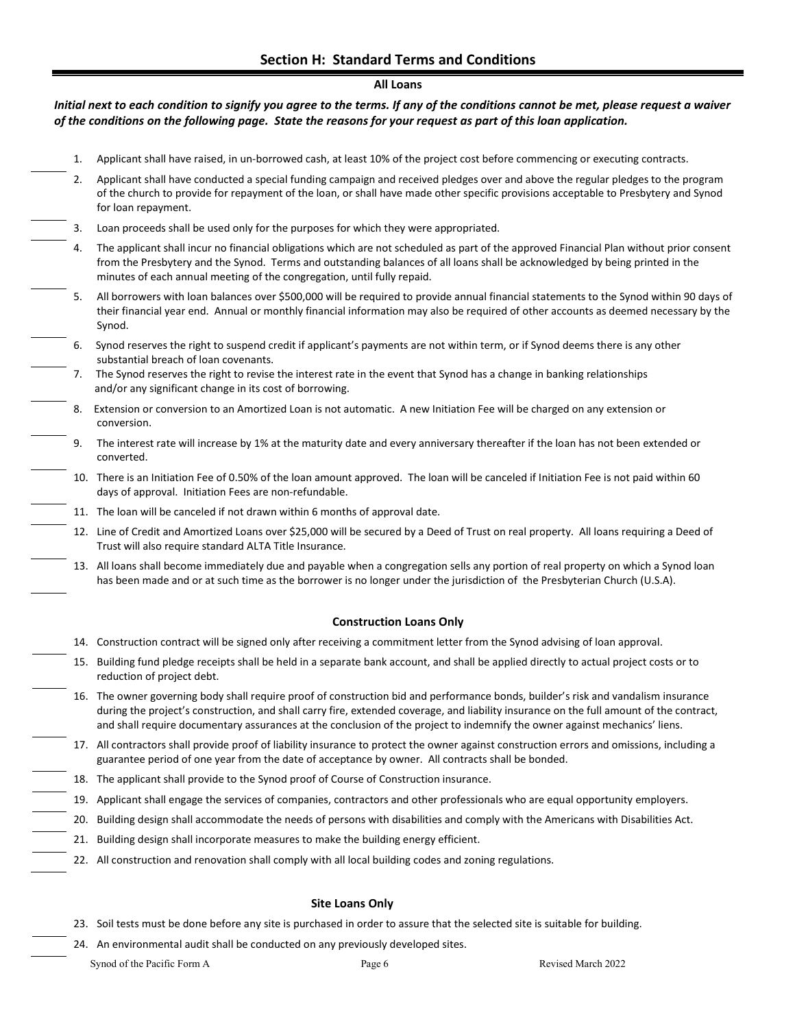## Section H: Standard Terms and Conditions

### All Loans

***Initial next to each condition to signify you agree to the terms. If any of the conditions cannot be met, please request a waiver of the conditions on the following page. State the reasons for your request as part of this loan application.***

1. Applicant shall have raised, in un-borrowed cash, at least 10% of the project cost before commencing or executing contracts.
2. Applicant shall have conducted a special funding campaign and received pledges over and above the regular pledges to the program of the church to provide for repayment of the loan, or shall have made other specific provisions acceptable to Presbytery and Synod for loan repayment.
3. Loan proceeds shall be used only for the purposes for which they were appropriated.
4. The applicant shall incur no financial obligations which are not scheduled as part of the approved Financial Plan without prior consent from the Presbytery and the Synod. Terms and outstanding balances of all loans shall be acknowledged by being printed in the minutes of each annual meeting of the congregation, until fully repaid.
5. All borrowers with loan balances over $500,000 will be required to provide annual financial statements to the Synod within 90 days of their financial year end. Annual or monthly financial information may also be required of other accounts as deemed necessary by the Synod.
6. Synod reserves the right to suspend credit if applicant's payments are not within term, or if Synod deems there is any other substantial breach of loan covenants.
7. The Synod reserves the right to revise the interest rate in the event that Synod has a change in banking relationships and/or any significant change in its cost of borrowing.
8. Extension or conversion to an Amortized Loan is not automatic. A new Initiation Fee will be charged on any extension or conversion.
9. The interest rate will increase by 1% at the maturity date and every anniversary thereafter if the loan has not been extended or converted.
10. There is an Initiation Fee of 0.50% of the loan amount approved. The loan will be canceled if Initiation Fee is not paid within 60 days of approval. Initiation Fees are non-refundable.
11. The loan will be canceled if not drawn within 6 months of approval date.
12. Line of Credit and Amortized Loans over $25,000 will be secured by a Deed of Trust on real property. All loans requiring a Deed of Trust will also require standard ALTA Title Insurance.
13. All loans shall become immediately due and payable when a congregation sells any portion of real property on which a Synod loan has been made and or at such time as the borrower is no longer under the jurisdiction of the Presbyterian Church (U.S.A).

### Construction Loans Only

14. Construction contract will be signed only after receiving a commitment letter from the Synod advising of loan approval.
15. Building fund pledge receipts shall be held in a separate bank account, and shall be applied directly to actual project costs or to reduction of project debt.
16. The owner governing body shall require proof of construction bid and performance bonds, builder's risk and vandalism insurance during the project's construction, and shall carry fire, extended coverage, and liability insurance on the full amount of the contract, and shall require documentary assurances at the conclusion of the project to indemnify the owner against mechanics' liens.
17. All contractors shall provide proof of liability insurance to protect the owner against construction errors and omissions, including a guarantee period of one year from the date of acceptance by owner. All contracts shall be bonded.
18. The applicant shall provide to the Synod proof of Course of Construction insurance.
19. Applicant shall engage the services of companies, contractors and other professionals who are equal opportunity employers.
20. Building design shall accommodate the needs of persons with disabilities and comply with the Americans with Disabilities Act.
21. Building design shall incorporate measures to make the building energy efficient.
22. All construction and renovation shall comply with all local building codes and zoning regulations.

### Site Loans Only

23. Soil tests must be done before any site is purchased in order to assure that the selected site is suitable for building.
24. An environmental audit shall be conducted on any previously developed sites.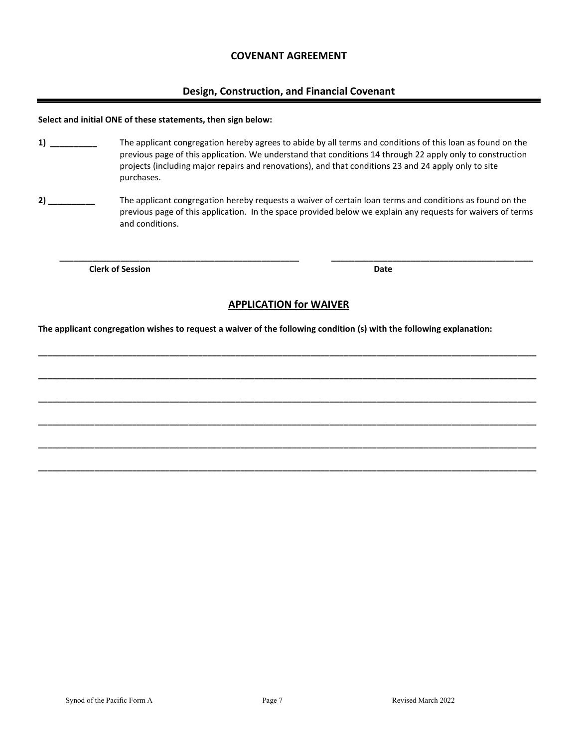## COVENANT AGREEMENT

### Design, Construction, and Financial Covenant

**Select and initial ONE of these statements, then sign below:**

**1)** __________ The applicant congregation hereby agrees to abide by all terms and conditions of this loan as found on the previous page of this application. We understand that conditions 14 through 22 apply only to construction projects (including major repairs and renovations), and that conditions 23 and 24 apply only to site purchases.

**2)** __________ The applicant congregation hereby requests a waiver of certain loan terms and conditions as found on the previous page of this application. In the space provided below we explain any requests for waivers of terms and conditions.

_______________________________________________ &nbsp;&nbsp;&nbsp;&nbsp; _______________________________________________

**Clerk of Session** &nbsp;&nbsp;&nbsp;&nbsp;&nbsp;&nbsp;&nbsp;&nbsp;&nbsp;&nbsp;&nbsp;&nbsp;&nbsp;&nbsp;&nbsp;&nbsp;&nbsp;&nbsp;&nbsp;&nbsp;&nbsp;&nbsp;&nbsp;&nbsp;&nbsp;&nbsp;&nbsp;&nbsp;&nbsp;&nbsp;&nbsp;&nbsp;&nbsp;&nbsp;&nbsp;&nbsp;&nbsp;&nbsp;&nbsp;&nbsp; **Date**

### APPLICATION for WAIVER

**The applicant congregation wishes to request a waiver of the following condition (s) with the following explanation:**

______________________________________________________________________________________

______________________________________________________________________________________

______________________________________________________________________________________

______________________________________________________________________________________

______________________________________________________________________________________

______________________________________________________________________________________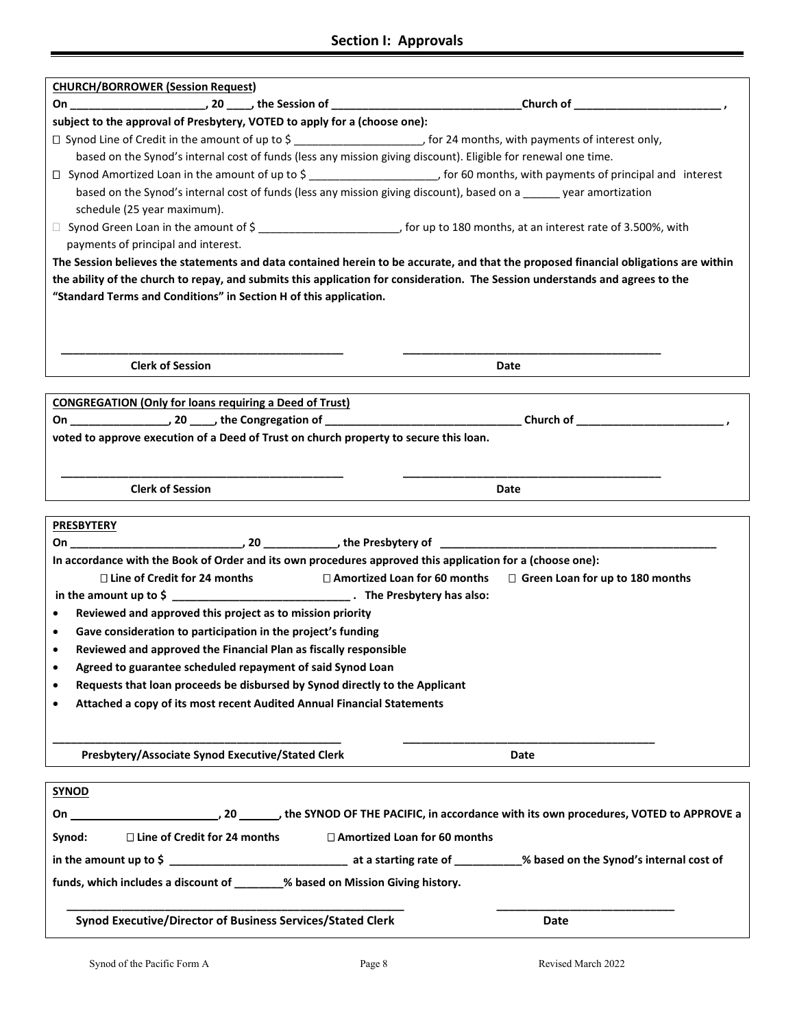## Section I: Approvals

**CHURCH/BORROWER (Session Request)**

**On ______________________, 20 ____, the Session of _______________________________Church of ________________________ ,**

**subject to the approval of Presbytery, VOTED to apply for a (choose one):**

☐ Synod Line of Credit in the amount of up to $ ____________________, for 24 months, with payments of interest only, based on the Synod's internal cost of funds (less any mission giving discount). Eligible for renewal one time.

☐ Synod Amortized Loan in the amount of up to $ _____________________, for 60 months, with payments of principal and interest based on the Synod's internal cost of funds (less any mission giving discount), based on a ______ year amortization schedule (25 year maximum).

☐ Synod Green Loan in the amount of $ _______________________, for up to 180 months, at an interest rate of 3.500%, with payments of principal and interest.

**The Session believes the statements and data contained herein to be accurate, and that the proposed financial obligations are within the ability of the church to repay, and submits this application for consideration. The Session understands and agrees to the "Standard Terms and Conditions" in Section H of this application.**

_______________________________________________ _________________________________________

**Clerk of Session** **Date**

**CONGREGATION (Only for loans requiring a Deed of Trust)**

**On ________________, 20 ____, the Congregation of _______________________________ Church of ________________________ ,**

**voted to approve execution of a Deed of Trust on church property to secure this loan.**

_______________________________________________ _________________________________________

**Clerk of Session** **Date**

**PRESBYTERY**

**On ____________________________, 20 ____________, the Presbytery of ____________________________________________**

**In accordance with the Book of Order and its own procedures approved this application for a (choose one):**

**☐ Line of Credit for 24 months** **☐ Amortized Loan for 60 months** **☐ Green Loan for up to 180 months**

**in the amount up to $ ______________________________ . The Presbytery has also:**

- **Reviewed and approved this project as to mission priority**
- **Gave consideration to participation in the project's funding**
- **Reviewed and approved the Financial Plan as fiscally responsible**
- **Agreed to guarantee scheduled repayment of said Synod Loan**
- **Requests that loan proceeds be disbursed by Synod directly to the Applicant**
- **Attached a copy of its most recent Audited Annual Financial Statements**

_______________________________________________ _________________________________________

**Presbytery/Associate Synod Executive/Stated Clerk** **Date**

**SYNOD**

**On ________________________, 20 _______, the SYNOD OF THE PACIFIC, in accordance with its own procedures, VOTED to APPROVE a**

**Synod:** **☐ Line of Credit for 24 months** **☐ Amortized Loan for 60 months**

**in the amount up to $ ____________________________ at a starting rate of ___________% based on the Synod's internal cost of funds, which includes a discount of ________% based on Mission Giving history.**

_______________________________________________________ ____________________________

**Synod Executive/Director of Business Services/Stated Clerk** **Date**